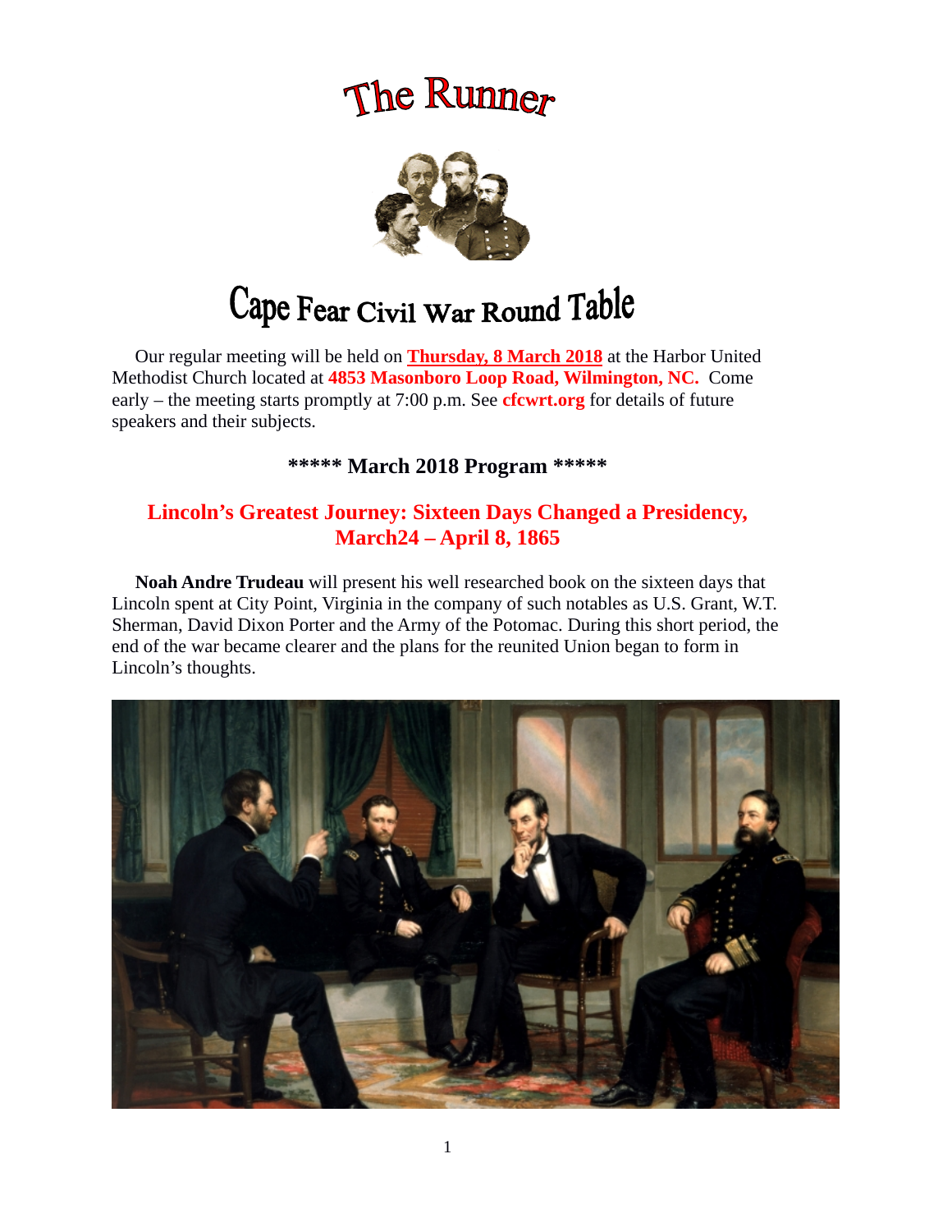# The Runner

# Cape Fear Civil War Round Table

Our regular meeting will be held on **Thursday, 8 March 2018** at the Harbor United Methodist Church located at **4853 Masonboro Loop Road, Wilmington, NC.** Come early – the meeting starts promptly at 7:00 p.m. See **cfcwrt.org** for details of future speakers and their subjects.

## ***** March 2018 Program *****

## Lincoln's Greatest Journey: Sixteen Days Changed a Presidency, March24 – April 8, 1865

**Noah Andre Trudeau** will present his well researched book on the sixteen days that Lincoln spent at City Point, Virginia in the company of such notables as U.S. Grant, W.T. Sherman, David Dixon Porter and the Army of the Potomac. During this short period, the end of the war became clearer and the plans for the reunited Union began to form in Lincoln's thoughts.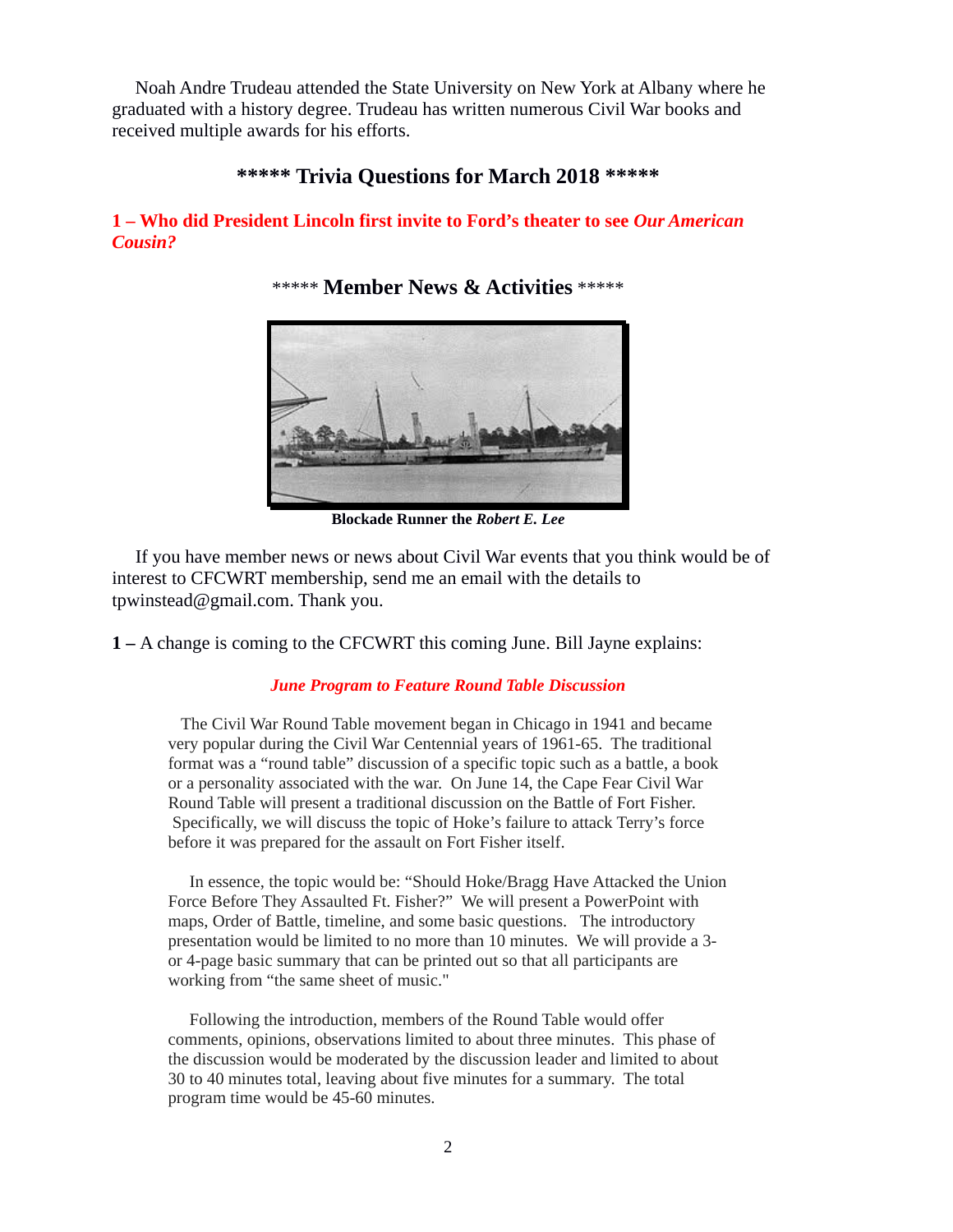Noah Andre Trudeau attended the State University on New York at Albany where he graduated with a history degree. Trudeau has written numerous Civil War books and received multiple awards for his efforts.

## ***** Trivia Questions for March 2018 *****

**1 – Who did President Lincoln first invite to Ford's theater to see *Our American Cousin?***

## ***** Member News & Activities *****

**Blockade Runner the *Robert E. Lee***

If you have member news or news about Civil War events that you think would be of interest to CFCWRT membership, send me an email with the details to tpwinstead@gmail.com. Thank you.

**1 –** A change is coming to the CFCWRT this coming June. Bill Jayne explains:

***June Program to Feature Round Table Discussion***

The Civil War Round Table movement began in Chicago in 1941 and became very popular during the Civil War Centennial years of 1961-65. The traditional format was a "round table" discussion of a specific topic such as a battle, a book or a personality associated with the war. On June 14, the Cape Fear Civil War Round Table will present a traditional discussion on the Battle of Fort Fisher. Specifically, we will discuss the topic of Hoke's failure to attack Terry's force before it was prepared for the assault on Fort Fisher itself.

In essence, the topic would be: "Should Hoke/Bragg Have Attacked the Union Force Before They Assaulted Ft. Fisher?" We will present a PowerPoint with maps, Order of Battle, timeline, and some basic questions. The introductory presentation would be limited to no more than 10 minutes. We will provide a 3- or 4-page basic summary that can be printed out so that all participants are working from "the same sheet of music."

Following the introduction, members of the Round Table would offer comments, opinions, observations limited to about three minutes. This phase of the discussion would be moderated by the discussion leader and limited to about 30 to 40 minutes total, leaving about five minutes for a summary. The total program time would be 45-60 minutes.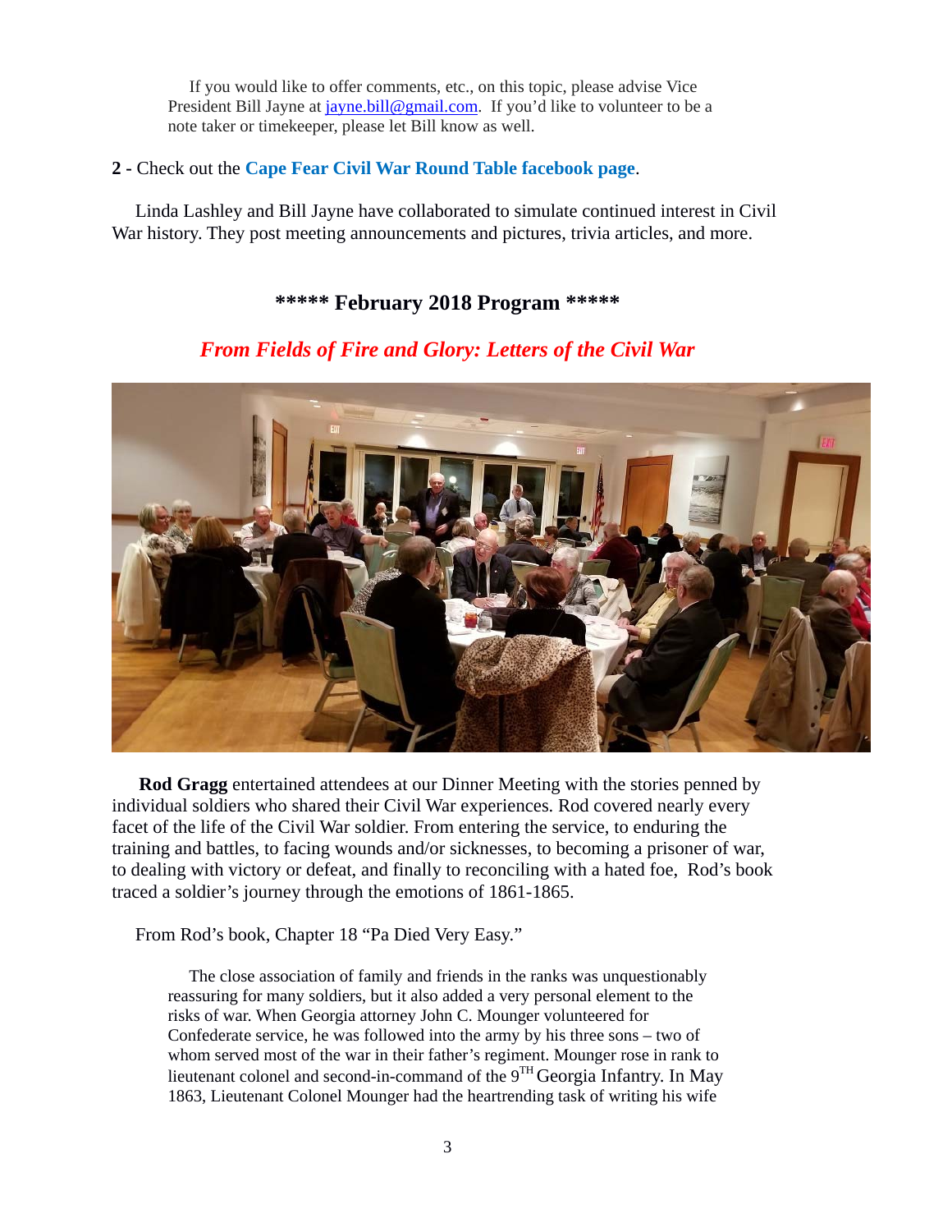If you would like to offer comments, etc., on this topic, please advise Vice President Bill Jayne at jayne.bill@gmail.com. If you'd like to volunteer to be a note taker or timekeeper, please let Bill know as well.

**2 -** Check out the **Cape Fear Civil War Round Table facebook page**.

Linda Lashley and Bill Jayne have collaborated to simulate continued interest in Civil War history. They post meeting announcements and pictures, trivia articles, and more.

## ***** February 2018 Program *****

### *From Fields of Fire and Glory: Letters of the Civil War*

**Rod Gragg** entertained attendees at our Dinner Meeting with the stories penned by individual soldiers who shared their Civil War experiences. Rod covered nearly every facet of the life of the Civil War soldier. From entering the service, to enduring the training and battles, to facing wounds and/or sicknesses, to becoming a prisoner of war, to dealing with victory or defeat, and finally to reconciling with a hated foe, Rod's book traced a soldier's journey through the emotions of 1861-1865.

From Rod's book, Chapter 18 "Pa Died Very Easy."

> The close association of family and friends in the ranks was unquestionably reassuring for many soldiers, but it also added a very personal element to the risks of war. When Georgia attorney John C. Mounger volunteered for Confederate service, he was followed into the army by his three sons – two of whom served most of the war in their father's regiment. Mounger rose in rank to lieutenant colonel and second-in-command of the 9TH Georgia Infantry. In May 1863, Lieutenant Colonel Mounger had the heartrending task of writing his wife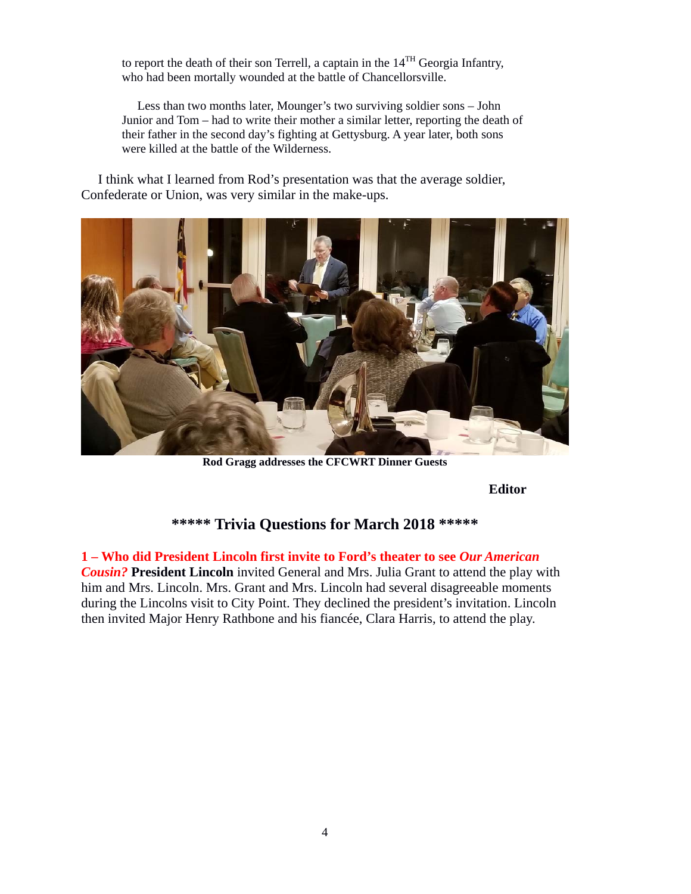to report the death of their son Terrell, a captain in the 14[TH] Georgia Infantry, who had been mortally wounded at the battle of Chancellorsville.

Less than two months later, Mounger's two surviving soldier sons – John Junior and Tom – had to write their mother a similar letter, reporting the death of their father in the second day's fighting at Gettysburg. A year later, both sons were killed at the battle of the Wilderness.

I think what I learned from Rod's presentation was that the average soldier, Confederate or Union, was very similar in the make-ups.

**Rod Gragg addresses the CFCWRT Dinner Guests**

**Editor**

## ***** Trivia Questions for March 2018 *****

**1 – Who did President Lincoln first invite to Ford's theater to see *Our American Cousin?*** **President Lincoln** invited General and Mrs. Julia Grant to attend the play with him and Mrs. Lincoln. Mrs. Grant and Mrs. Lincoln had several disagreeable moments during the Lincolns visit to City Point. They declined the president's invitation. Lincoln then invited Major Henry Rathbone and his fiancée, Clara Harris, to attend the play.